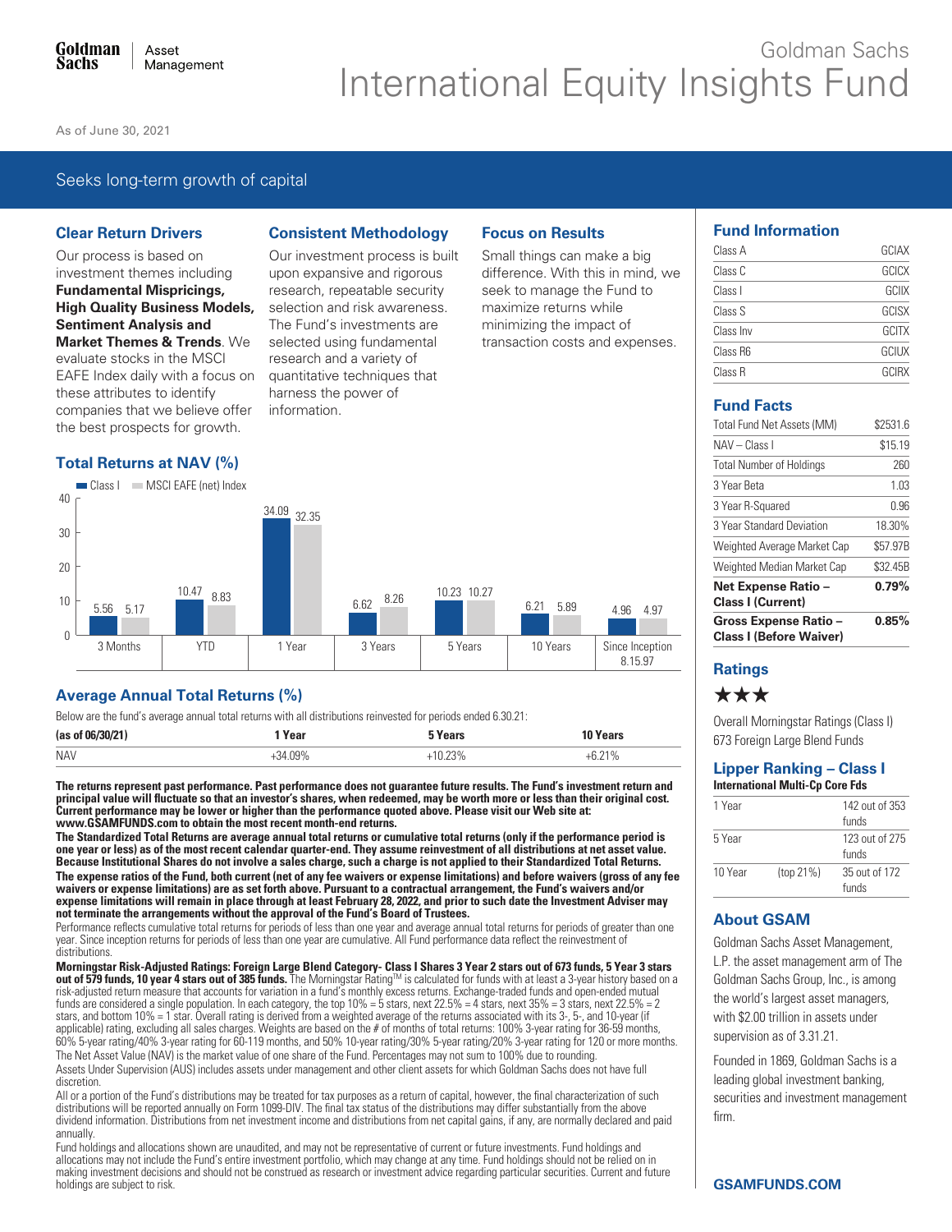# Goldman Sachs International Equity Insights Fund

As of June 30, 2021

Seeks long-term growth of capital

### Clear Return Drivers

Our process is based on investment themes including **Fundamental Mispricings, High Quality Business Models, Sentiment Analysis and Market Themes & Trends**. We evaluate stocks in the MSCI EAFE Index daily with a focus on these attributes to identify companies that we believe offer the best prospects for growth.

### Consistent Methodology

Our investment process is built upon expansive and rigorous research, repeatable security selection and risk awareness. The Fund's investments are selected using fundamental research and a variety of quantitative techniques that harness the power of information.

### Focus on Results

Small things can make a big difference. With this in mind, we seek to manage the Fund to maximize returns while minimizing the impact of transaction costs and expenses.

### Total Returns at NAV (%)

| | 3 Months | YTD | 1 Year | 3 Years | 5 Years | 10 Years | Since Inception 8.15.97 |
|---|---|---|---|---|---|---|---|
| Class I | 5.56 | 10.47 | 34.09 | 6.62 | 10.23 | 6.21 | 4.96 |
| MSCI EAFE (net) Index | 5.17 | 8.83 | 32.35 | 8.26 | 10.27 | 5.89 | 4.97 |

### Average Annual Total Returns (%)

Below are the fund's average annual total returns with all distributions reinvested for periods ended 6.30.21:

| (as of 06/30/21) | 1 Year | 5 Years | 10 Years |
|---|---|---|---|
| NAV | +34.09% | +10.23% | +6.21% |

**The returns represent past performance. Past performance does not guarantee future results. The Fund's investment return and principal value will fluctuate so that an investor's shares, when redeemed, may be worth more or less than their original cost. Current performance may be lower or higher than the performance quoted above. Please visit our Web site at: www.GSAMFUNDS.com to obtain the most recent month-end returns.**

**The Standardized Total Returns are average annual total returns or cumulative total returns (only if the performance period is one year or less) as of the most recent calendar quarter-end. They assume reinvestment of all distributions at net asset value. Because Institutional Shares do not involve a sales charge, such a charge is not applied to their Standardized Total Returns.**

**The expense ratios of the Fund, both current (net of any fee waivers or expense limitations) and before waivers (gross of any fee waivers or expense limitations) are as set forth above. Pursuant to a contractual arrangement, the Fund's waivers and/or expense limitations will remain in place through at least February 28, 2022, and prior to such date the Investment Adviser may not terminate the arrangements without the approval of the Fund's Board of Trustees.**

Performance reflects cumulative total returns for periods of less than one year and average annual total returns for periods of greater than one year. Since inception returns for periods of less than one year are cumulative. All Fund performance data reflect the reinvestment of distributions.

**Morningstar Risk-Adjusted Ratings: Foreign Large Blend Category- Class I Shares 3 Year 2 stars out of 673 funds, 5 Year 3 stars out of 579 funds, 10 year 4 stars out of 385 funds.** The Morningstar Rating™ is calculated for funds with at least a 3-year history based on a risk-adjusted return measure that accounts for variation in a fund's monthly excess returns. Exchange-traded funds and open-ended mutual funds are considered a single population. In each category, the top 10% = 5 stars, next 22.5% = 4 stars, next 35% = 3 stars, next 22.5% = 2 stars, and bottom 10% = 1 star. Overall rating is derived from a weighted average of the returns associated with its 3-, 5-, and 10-year (if applicable) rating, excluding all sales charges. Weights are based on the # of months of total returns: 100% 3-year rating for 36-59 months, 60% 5-year rating/40% 3-year rating for 60-119 months, and 50% 10-year rating/30% 5-year rating/20% 3-year rating for 120 or more months.

The Net Asset Value (NAV) is the market value of one share of the Fund. Percentages may not sum to 100% due to rounding.

Assets Under Supervision (AUS) includes assets under management and other client assets for which Goldman Sachs does not have full discretion.

All or a portion of the Fund's distributions may be treated for tax purposes as a return of capital, however, the final characterization of such distributions will be reported annually on Form 1099-DIV. The final tax status of the distributions may differ substantially from the above dividend information. Distributions from net investment income and distributions from net capital gains, if any, are normally declared and paid annually.

Fund holdings and allocations shown are unaudited, and may not be representative of current or future investments. Fund holdings and allocations may not include the Fund's entire investment portfolio, which may change at any time. Fund holdings should not be relied on in making investment decisions and should not be construed as research or investment advice regarding particular securities. Current and future holdings are subject to risk.

### Fund Information

| Class | Ticker |
|---|---|
| Class A | GCIAX |
| Class C | GCICX |
| Class I | GCIIX |
| Class S | GCISX |
| Class Inv | GCITX |
| Class R6 | GCIUX |
| Class R | GCIRX |

### Fund Facts

| | |
|---|---|
| Total Fund Net Assets (MM) | $2531.6 |
| NAV – Class I | $15.19 |
| Total Number of Holdings | 260 |
| 3 Year Beta | 1.03 |
| 3 Year R-Squared | 0.96 |
| 3 Year Standard Deviation | 18.30% |
| Weighted Average Market Cap | $57.97B |
| Weighted Median Market Cap | $32.45B |
| **Net Expense Ratio – Class I (Current)** | **0.79%** |
| **Gross Expense Ratio – Class I (Before Waiver)** | **0.85%** |

### Ratings

★★★

Overall Morningstar Ratings (Class I)
673 Foreign Large Blend Funds

### Lipper Ranking – Class I

**International Multi-Cp Core Fds**

| | | |
|---|---|---|
| 1 Year | | 142 out of 353 funds |
| 5 Year | | 123 out of 275 funds |
| 10 Year | (top 21%) | 35 out of 172 funds |

### About GSAM

Goldman Sachs Asset Management, L.P. the asset management arm of The Goldman Sachs Group, Inc., is among the world's largest asset managers, with $2.00 trillion in assets under supervision as of 3.31.21.

Founded in 1869, Goldman Sachs is a leading global investment banking, securities and investment management firm.

**GSAMFUNDS.COM**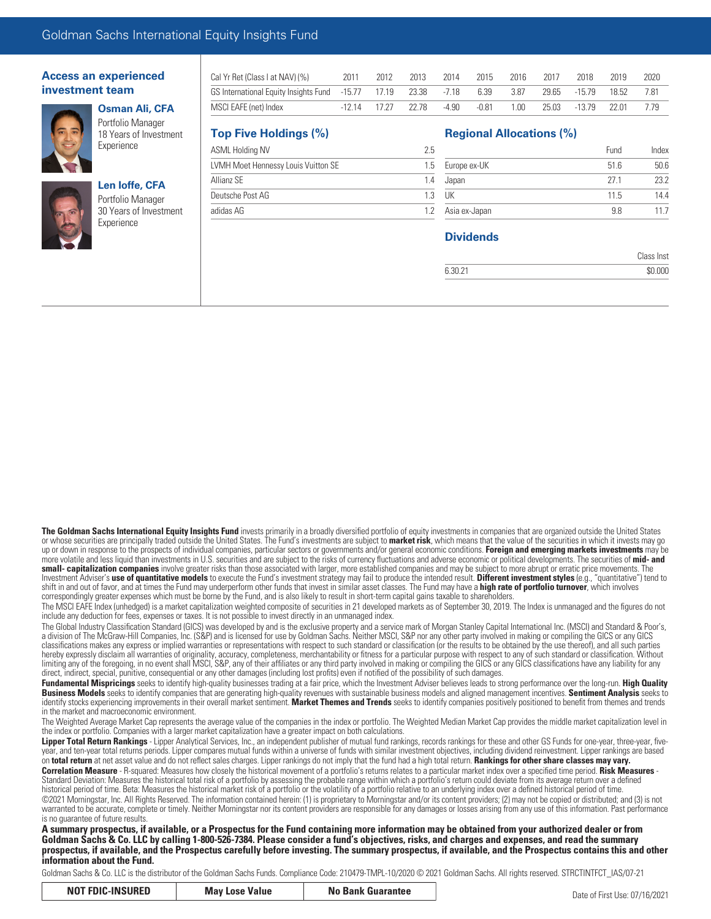## Access an experienced investment team

**Osman Ali, CFA**
Portfolio Manager
18 Years of Investment Experience

**Len Ioffe, CFA**
Portfolio Manager
30 Years of Investment Experience

| Cal Yr Ret (Class I at NAV) (%) | 2011 | 2012 | 2013 | 2014 | 2015 | 2016 | 2017 | 2018 | 2019 | 2020 |
|---|---|---|---|---|---|---|---|---|---|---|
| GS International Equity Insights Fund | -15.77 | 17.19 | 23.38 | -7.18 | 6.39 | 3.87 | 29.65 | -15.79 | 18.52 | 7.81 |
| MSCI EAFE (net) Index | -12.14 | 17.27 | 22.78 | -4.90 | -0.81 | 1.00 | 25.03 | -13.79 | 22.01 | 7.79 |

## Top Five Holdings (%)

| | |
|---|---|
| ASML Holding NV | 2.5 |
| LVMH Moet Hennessy Louis Vuitton SE | 1.5 |
| Allianz SE | 1.4 |
| Deutsche Post AG | 1.3 |
| adidas AG | 1.2 |

## Regional Allocations (%)

| | Fund | Index |
|---|---|---|
| Europe ex-UK | 51.6 | 50.6 |
| Japan | 27.1 | 23.2 |
| UK | 11.5 | 14.4 |
| Asia ex-Japan | 9.8 | 11.7 |

## Dividends

| | Class Inst |
|---|---|
| 6.30.21 | $0.000 |

**The Goldman Sachs International Equity Insights Fund** invests primarily in a broadly diversified portfolio of equity investments in companies that are organized outside the United States or whose securities are principally traded outside the United States. The Fund's investments are subject to **market risk**, which means that the value of the securities in which it invests may go up or down in response to the prospects of individual companies, particular sectors or governments and/or general economic conditions. **Foreign and emerging markets investments** may be more volatile and less liquid than investments in U.S. securities and are subject to the risks of currency fluctuations and adverse economic or political developments. The securities of **mid- and small- capitalization companies** involve greater risks than those associated with larger, more established companies and may be subject to more abrupt or erratic price movements. The Investment Adviser's **use of quantitative models** to execute the Fund's investment strategy may fail to produce the intended result. **Different investment styles** (e.g., "quantitative") tend to shift in and out of favor, and at times the Fund may underperform other funds that invest in similar asset classes. The Fund may have a **high rate of portfolio turnover**, which involves correspondingly greater expenses which must be borne by the Fund, and is also likely to result in short-term capital gains taxable to shareholders.

The MSCI EAFE Index (unhedged) is a market capitalization weighted composite of securities in 21 developed markets as of September 30, 2019. The Index is unmanaged and the figures do not include any deduction for fees, expenses or taxes. It is not possible to invest directly in an unmanaged index.

The Global Industry Classification Standard (GICS) was developed by and is the exclusive property and a service mark of Morgan Stanley Capital International Inc. (MSCI) and Standard & Poor's, a division of The McGraw-Hill Companies, Inc. (S&P) and is licensed for use by Goldman Sachs. Neither MSCI, S&P nor any other party involved in making or compiling the GICS or any GICS classifications makes any express or implied warranties or representations with respect to such standard or classification (or the results to be obtained by the use thereof), and all such parties hereby expressly disclaim all warranties of originality, accuracy, completeness, merchantability or fitness for a particular purpose with respect to any of such standard or classification. Without limiting any of the foregoing, in no event shall MSCI, S&P, any of their affiliates or any third party involved in making or compiling the GICS or any GICS classifications have any liability for any direct, indirect, special, punitive, consequential or any other damages (including lost profits) even if notified of the possibility of such damages.

**Fundamental Mispricings** seeks to identify high-quality businesses trading at a fair price, which the Investment Adviser believes leads to strong performance over the long-run. **High Quality Business Models** seeks to identify companies that are generating high-quality revenues with sustainable business models and aligned management incentives. **Sentiment Analysis** seeks to identify stocks experiencing improvements in their overall market sentiment. **Market Themes and Trends** seeks to identify companies positively positioned to benefit from themes and trends in the market and macroeconomic environment.

The Weighted Average Market Cap represents the average value of the companies in the index or portfolio. The Weighted Median Market Cap provides the middle market capitalization level in the index or portfolio. Companies with a larger market capitalization have a greater impact on both calculations.

**Lipper Total Return Rankings** - Lipper Analytical Services, Inc., an independent publisher of mutual fund rankings, records rankings for these and other GS Funds for one-year, three-year, five-year, and ten-year total returns periods. Lipper compares mutual funds within a universe of funds with similar investment objectives, including dividend reinvestment. Lipper rankings are based on **total return** at net asset value and do not reflect sales charges. Lipper rankings do not imply that the fund had a high total return. **Rankings for other share classes may vary.**

**Correlation Measure** - R-squared: Measures how closely the historical movement of a portfolio's returns relates to a particular market index over a specified time period. **Risk Measures** - Standard Deviation: Measures the historical total risk of a portfolio by assessing the probable range within which a portfolio's return could deviate from its average return over a defined historical period of time. Beta: Measures the historical market risk of a portfolio or the volatility of a portfolio relative to an underlying index over a defined historical period of time.

©2021 Morningstar, Inc. All Rights Reserved. The information contained herein: (1) is proprietary to Morningstar and/or its content providers; (2) may not be copied or distributed; and (3) is not warranted to be accurate, complete or timely. Neither Morningstar nor its content providers are responsible for any damages or losses arising from any use of this information. Past performance is no guarantee of future results.

**A summary prospectus, if available, or a Prospectus for the Fund containing more information may be obtained from your authorized dealer or from Goldman Sachs & Co. LLC by calling 1-800-526-7384. Please consider a fund's objectives, risks, and charges and expenses, and read the summary prospectus, if available, and the Prospectus carefully before investing. The summary prospectus, if available, and the Prospectus contains this and other information about the Fund.**

Goldman Sachs & Co. LLC is the distributor of the Goldman Sachs Funds. Compliance Code: 210479-TMPL-10/2020 © 2021 Goldman Sachs. All rights reserved. STRCTINTFCT_IAS/07-21

| NOT FDIC-INSURED | May Lose Value | No Bank Guarantee |
|---|---|---|

Date of First Use: 07/16/2021